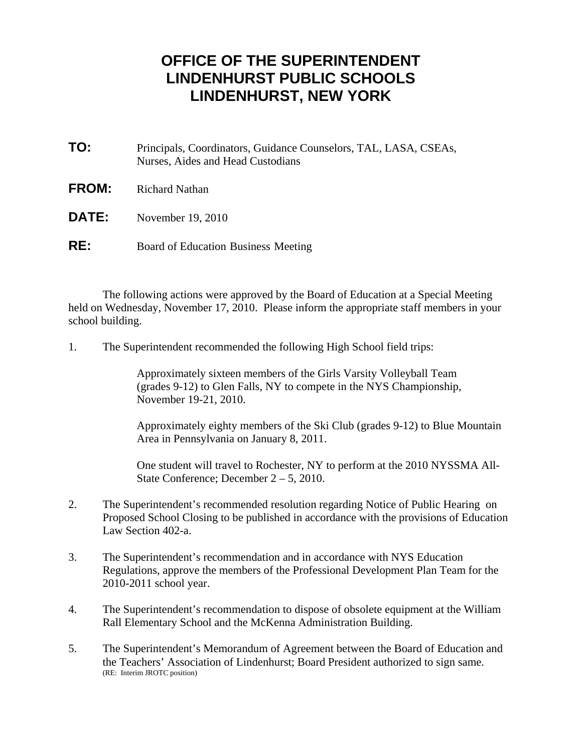# OFFICE OF THE SUPERINTENDENT
# LINDENHURST PUBLIC SCHOOLS
# LINDENHURST, NEW YORK

**TO:** Principals, Coordinators, Guidance Counselors, TAL, LASA, CSEAs, Nurses, Aides and Head Custodians

**FROM:** Richard Nathan

**DATE:** November 19, 2010

**RE:** Board of Education Business Meeting

The following actions were approved by the Board of Education at a Special Meeting held on Wednesday, November 17, 2010. Please inform the appropriate staff members in your school building.

1. The Superintendent recommended the following High School field trips:

   Approximately sixteen members of the Girls Varsity Volleyball Team (grades 9-12) to Glen Falls, NY to compete in the NYS Championship, November 19-21, 2010.

   Approximately eighty members of the Ski Club (grades 9-12) to Blue Mountain Area in Pennsylvania on January 8, 2011.

   One student will travel to Rochester, NY to perform at the 2010 NYSSMA All-State Conference; December 2 – 5, 2010.

2. The Superintendent's recommended resolution regarding Notice of Public Hearing on Proposed School Closing to be published in accordance with the provisions of Education Law Section 402-a.

3. The Superintendent's recommendation and in accordance with NYS Education Regulations, approve the members of the Professional Development Plan Team for the 2010-2011 school year.

4. The Superintendent's recommendation to dispose of obsolete equipment at the William Rall Elementary School and the McKenna Administration Building.

5. The Superintendent's Memorandum of Agreement between the Board of Education and the Teachers' Association of Lindenhurst; Board President authorized to sign same.
   (RE: Interim JROTC position)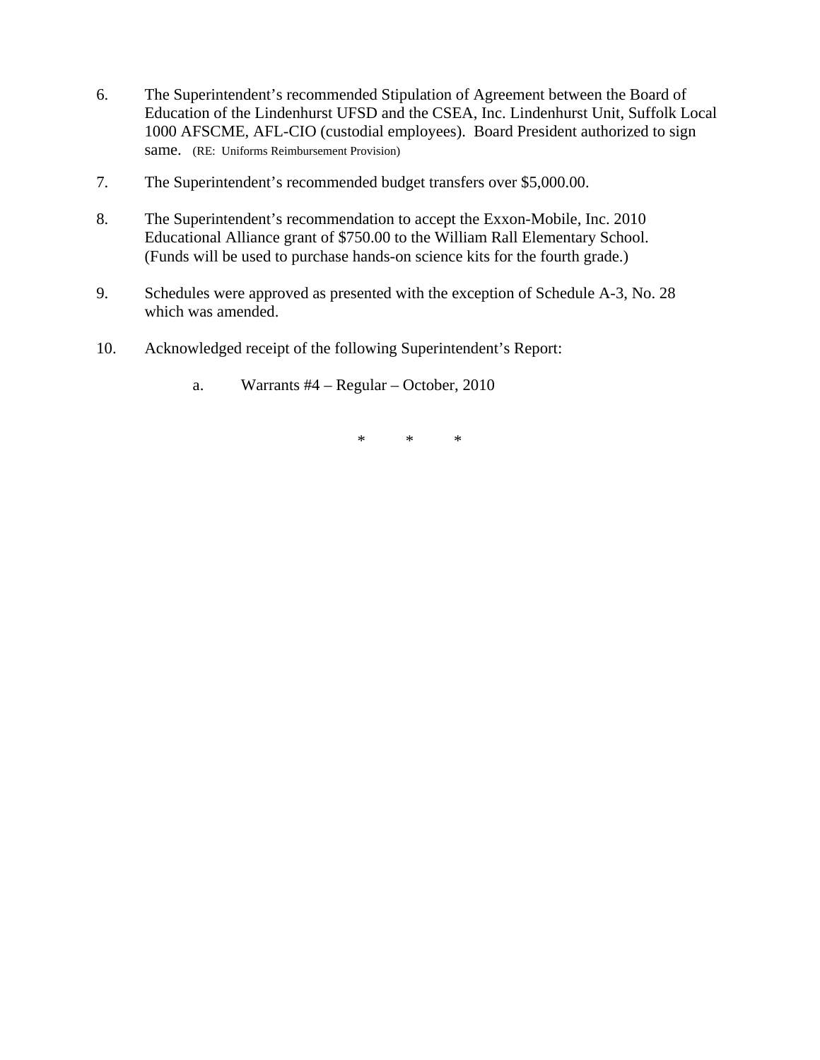6. The Superintendent's recommended Stipulation of Agreement between the Board of Education of the Lindenhurst UFSD and the CSEA, Inc. Lindenhurst Unit, Suffolk Local 1000 AFSCME, AFL-CIO (custodial employees). Board President authorized to sign same. (RE: Uniforms Reimbursement Provision)

7. The Superintendent's recommended budget transfers over $5,000.00.

8. The Superintendent's recommendation to accept the Exxon-Mobile, Inc. 2010 Educational Alliance grant of $750.00 to the William Rall Elementary School. (Funds will be used to purchase hands-on science kits for the fourth grade.)

9. Schedules were approved as presented with the exception of Schedule A-3, No. 28 which was amended.

10. Acknowledged receipt of the following Superintendent's Report:

    a. Warrants #4 – Regular – October, 2010

\* \* \*